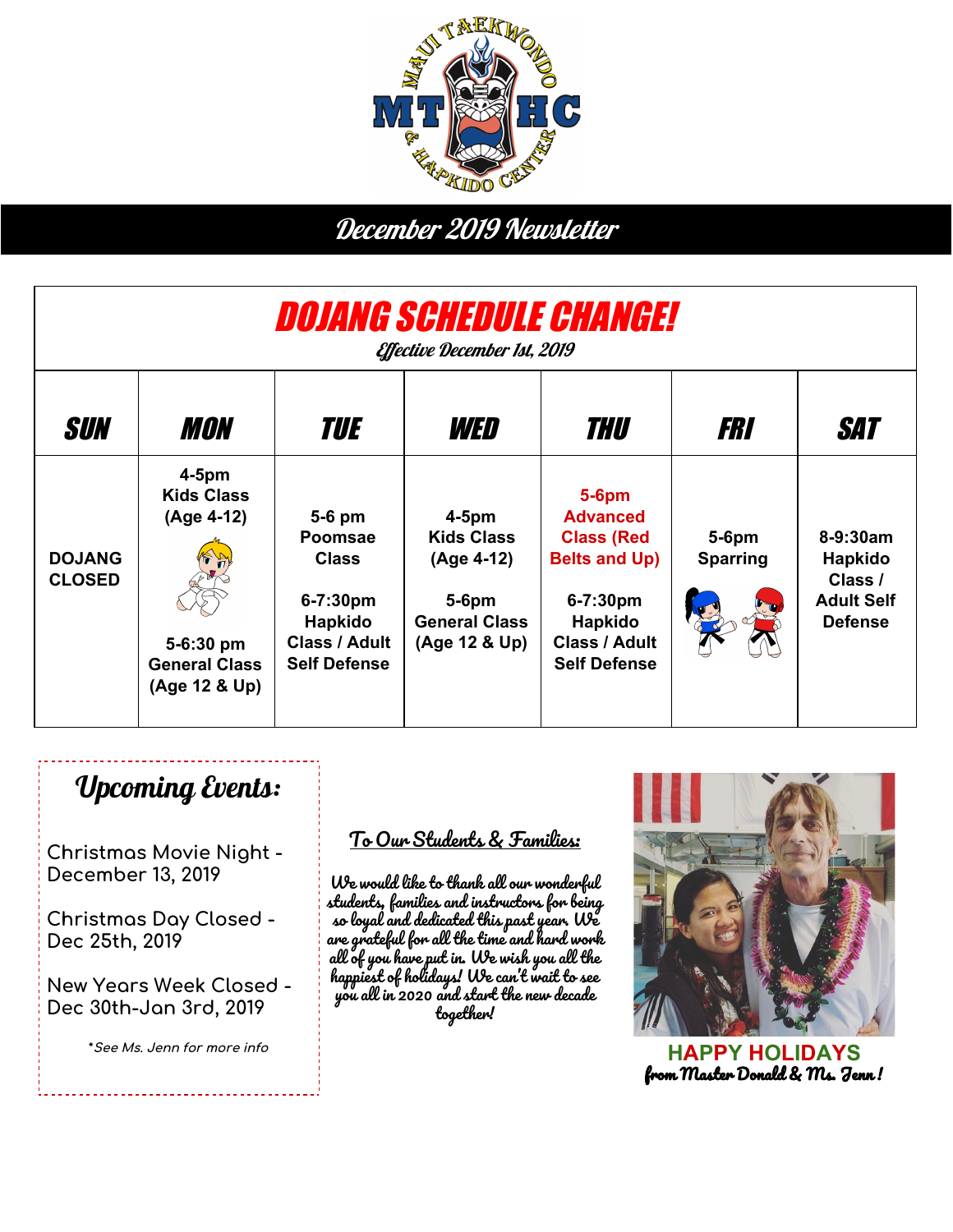# December 2019 Newsletter

## DOJANG SCHEDULE CHANGE!

*Effective December 1st, 2019*

| SUN | MON | TUE | WED | THU | FRI | SAT |
|---|---|---|---|---|---|---|
| DOJANG CLOSED | 4-5pm Kids Class (Age 4-12)<br><br>5-6:30 pm General Class (Age 12 & Up) | 5-6 pm Poomsae Class<br><br>6-7:30pm Hapkido Class / Adult Self Defense | 4-5pm Kids Class (Age 4-12)<br><br>5-6pm General Class (Age 12 & Up) | 5-6pm Advanced Class (Red Belts and Up)<br><br>6-7:30pm Hapkido Class / Adult Self Defense | 5-6pm Sparring | 8-9:30am Hapkido Class / Adult Self Defense |

## Upcoming Events:

Christmas Movie Night - December 13, 2019

Christmas Day Closed - Dec 25th, 2019

New Years Week Closed - Dec 30th-Jan 3rd, 2019

*\*See Ms. Jenn for more info*

### To Our Students & Families:

We would like to thank all our wonderful students, families and instructors for being so loyal and dedicated this past year. We are grateful for all the time and hard work all of you have put in. We wish you all the happiest of holidays! We can't wait to see you all in 2020 and start the new decade together!

**HAPPY HOLIDAYS**

*from Master Donald & Ms. Jenn!*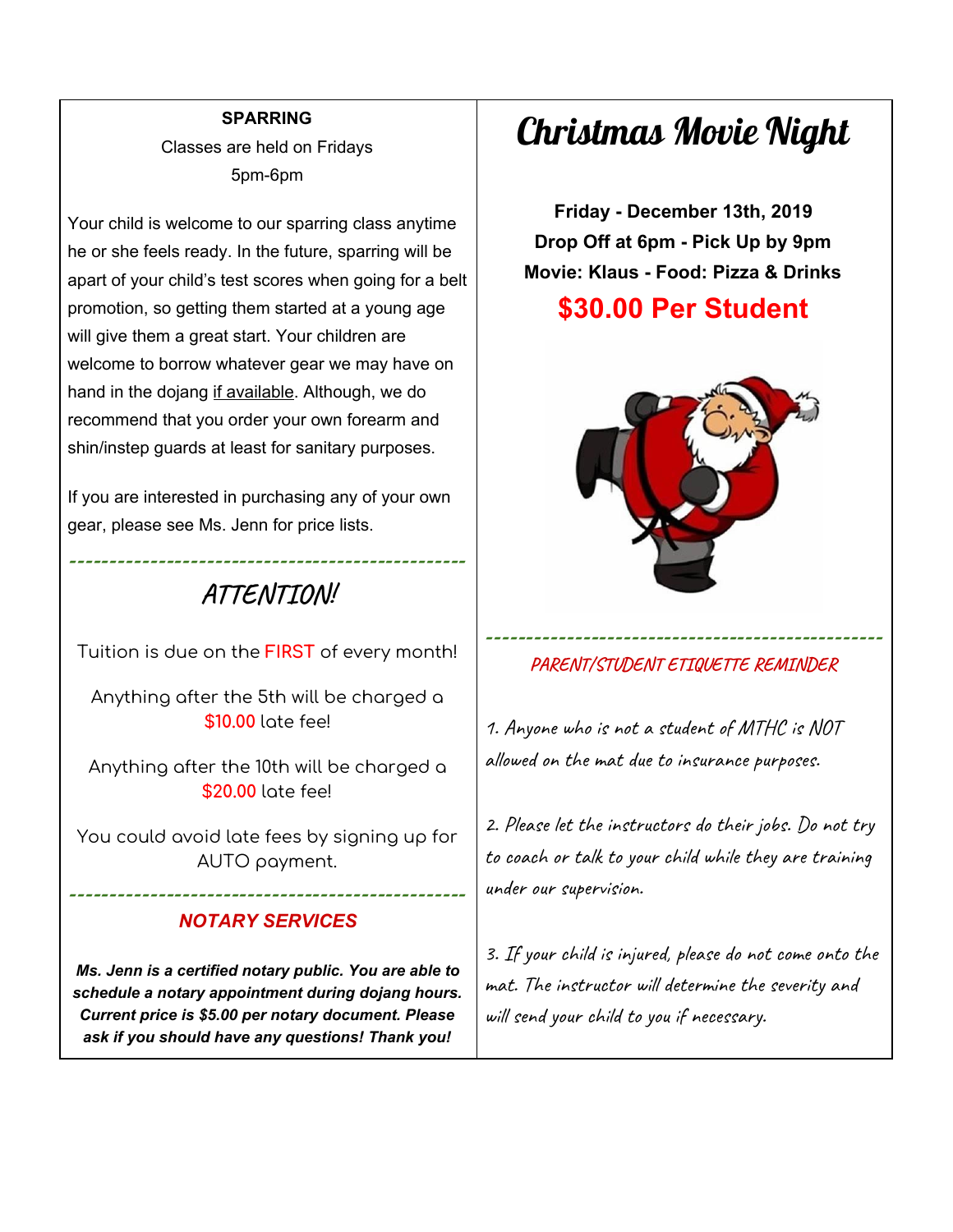**SPARRING**

Classes are held on Fridays

5pm-6pm

Your child is welcome to our sparring class anytime he or she feels ready. In the future, sparring will be apart of your child's test scores when going for a belt promotion, so getting them started at a young age will give them a great start. Your children are welcome to borrow whatever gear we may have on hand in the dojang if available. Although, we do recommend that you order your own forearm and shin/instep guards at least for sanitary purposes.

If you are interested in purchasing any of your own gear, please see Ms. Jenn for price lists.

---

## ATTENTION!

Tuition is due on the FIRST of every month!

Anything after the 5th will be charged a $10.00 late fee!

Anything after the 10th will be charged a $20.00 late fee!

You could avoid late fees by signing up for AUTO payment.

---

## *NOTARY SERVICES*

***Ms. Jenn is a certified notary public. You are able to schedule a notary appointment during dojang hours. Current price is $5.00 per notary document. Please ask if you should have any questions! Thank you!***

# Christmas Movie Night

**Friday - December 13th, 2019**

**Drop Off at 6pm - Pick Up by 9pm**

**Movie: Klaus - Food: Pizza & Drinks**

**$30.00 Per Student**

---

## *PARENT/STUDENT ETIQUETTE REMINDER*

1. Anyone who is not a student of MTHC is NOT allowed on the mat due to insurance purposes.

2. Please let the instructors do their jobs. Do not try to coach or talk to your child while they are training under our supervision.

3. If your child is injured, please do not come onto the mat. The instructor will determine the severity and will send your child to you if necessary.